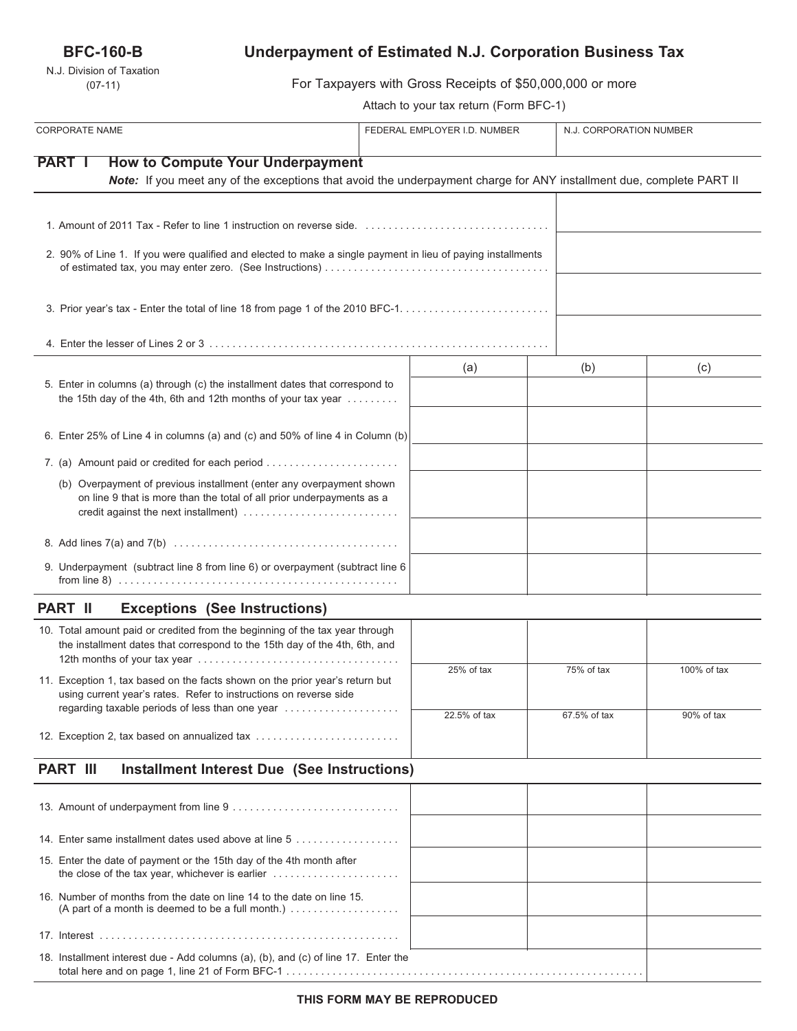**BFC-160-B**

N.J. Division of Taxation
(07-11)

# Underpayment of Estimated N.J. Corporation Business Tax

For Taxpayers with Gross Receipts of $50,000,000 or more

Attach to your tax return (Form BFC-1)

| CORPORATE NAME | FEDERAL EMPLOYER I.D. NUMBER | N.J. CORPORATION NUMBER |
|---|---|---|
| | | |

## PART I How to Compute Your Underpayment

***Note:*** *If you meet any of the exceptions that avoid the underpayment charge for ANY installment due, complete PART II*

| | |
|---|---|
| 1. Amount of 2011 Tax - Refer to line 1 instruction on reverse side. | |
| 2. 90% of Line 1. If you were qualified and elected to make a single payment in lieu of paying installments of estimated tax, you may enter zero. (See Instructions) | |
| 3. Prior year's tax - Enter the total of line 18 from page 1 of the 2010 BFC-1. | |
| 4. Enter the lesser of Lines 2 or 3 | |

| | (a) | (b) | (c) |
|---|---|---|---|
| 5. Enter in columns (a) through (c) the installment dates that correspond to the 15th day of the 4th, 6th and 12th months of your tax year | | | |
| 6. Enter 25% of Line 4 in columns (a) and (c) and 50% of line 4 in Column (b) | | | |
| 7. (a) Amount paid or credited for each period | | | |
| (b) Overpayment of previous installment (enter any overpayment shown on line 9 that is more than the total of all prior underpayments as a credit against the next installment) | | | |
| 8. Add lines 7(a) and 7(b) | | | |
| 9. Underpayment (subtract line 8 from line 6) or overpayment (subtract line 6 from line 8) | | | |

## PART II Exceptions (See Instructions)

| | | | |
|---|---|---|---|
| 10. Total amount paid or credited from the beginning of the tax year through the installment dates that correspond to the 15th day of the 4th, 6th, and 12th months of your tax year | | | |
| 11. Exception 1, tax based on the facts shown on the prior year's return but using current year's rates. Refer to instructions on reverse side regarding taxable periods of less than one year | 25% of tax | 75% of tax | 100% of tax |
| 12. Exception 2, tax based on annualized tax | 22.5% of tax | 67.5% of tax | 90% of tax |

## PART III Installment Interest Due (See Instructions)

| | | | |
|---|---|---|---|
| 13. Amount of underpayment from line 9 | | | |
| 14. Enter same installment dates used above at line 5 | | | |
| 15. Enter the date of payment or the 15th day of the 4th month after the close of the tax year, whichever is earlier | | | |
| 16. Number of months from the date on line 14 to the date on line 15. (A part of a month is deemed to be a full month.) | | | |
| 17. Interest | | | |
| 18. Installment interest due - Add columns (a), (b), and (c) of line 17. Enter the total here and on page 1, line 21 of Form BFC-1 | | | |

**THIS FORM MAY BE REPRODUCED**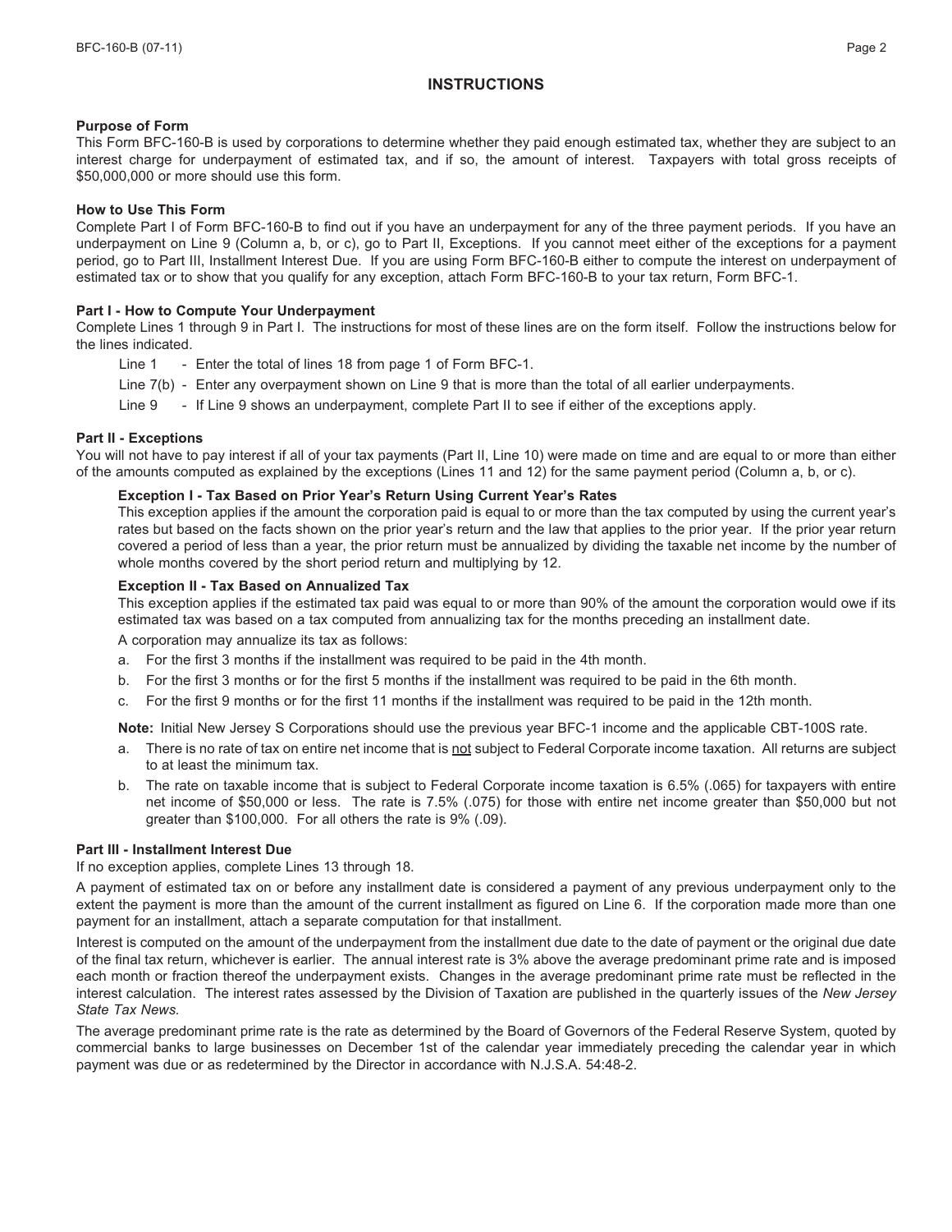## INSTRUCTIONS

**Purpose of Form**

This Form BFC-160-B is used by corporations to determine whether they paid enough estimated tax, whether they are subject to an interest charge for underpayment of estimated tax, and if so, the amount of interest. Taxpayers with total gross receipts of $50,000,000 or more should use this form.

**How to Use This Form**

Complete Part I of Form BFC-160-B to find out if you have an underpayment for any of the three payment periods. If you have an underpayment on Line 9 (Column a, b, or c), go to Part II, Exceptions. If you cannot meet either of the exceptions for a payment period, go to Part III, Installment Interest Due. If you are using Form BFC-160-B either to compute the interest on underpayment of estimated tax or to show that you qualify for any exception, attach Form BFC-160-B to your tax return, Form BFC-1.

**Part I - How to Compute Your Underpayment**

Complete Lines 1 through 9 in Part I. The instructions for most of these lines are on the form itself. Follow the instructions below for the lines indicated.

- Line 1 - Enter the total of lines 18 from page 1 of Form BFC-1.
- Line 7(b) - Enter any overpayment shown on Line 9 that is more than the total of all earlier underpayments.
- Line 9 - If Line 9 shows an underpayment, complete Part II to see if either of the exceptions apply.

**Part II - Exceptions**

You will not have to pay interest if all of your tax payments (Part II, Line 10) were made on time and are equal to or more than either of the amounts computed as explained by the exceptions (Lines 11 and 12) for the same payment period (Column a, b, or c).

**Exception I - Tax Based on Prior Year's Return Using Current Year's Rates**

This exception applies if the amount the corporation paid is equal to or more than the tax computed by using the current year's rates but based on the facts shown on the prior year's return and the law that applies to the prior year. If the prior year return covered a period of less than a year, the prior return must be annualized by dividing the taxable net income by the number of whole months covered by the short period return and multiplying by 12.

**Exception II - Tax Based on Annualized Tax**

This exception applies if the estimated tax paid was equal to or more than 90% of the amount the corporation would owe if its estimated tax was based on a tax computed from annualizing tax for the months preceding an installment date.

A corporation may annualize its tax as follows:

a. For the first 3 months if the installment was required to be paid in the 4th month.

b. For the first 3 months or for the first 5 months if the installment was required to be paid in the 6th month.

c. For the first 9 months or for the first 11 months if the installment was required to be paid in the 12th month.

**Note:** Initial New Jersey S Corporations should use the previous year BFC-1 income and the applicable CBT-100S rate.

a. There is no rate of tax on entire net income that is not subject to Federal Corporate income taxation. All returns are subject to at least the minimum tax.

b. The rate on taxable income that is subject to Federal Corporate income taxation is 6.5% (.065) for taxpayers with entire net income of $50,000 or less. The rate is 7.5% (.075) for those with entire net income greater than $50,000 but not greater than $100,000. For all others the rate is 9% (.09).

**Part III - Installment Interest Due**

If no exception applies, complete Lines 13 through 18.

A payment of estimated tax on or before any installment date is considered a payment of any previous underpayment only to the extent the payment is more than the amount of the current installment as figured on Line 6. If the corporation made more than one payment for an installment, attach a separate computation for that installment.

Interest is computed on the amount of the underpayment from the installment due date to the date of payment or the original due date of the final tax return, whichever is earlier. The annual interest rate is 3% above the average predominant prime rate and is imposed each month or fraction thereof the underpayment exists. Changes in the average predominant prime rate must be reflected in the interest calculation. The interest rates assessed by the Division of Taxation are published in the quarterly issues of the *New Jersey State Tax News.*

The average predominant prime rate is the rate as determined by the Board of Governors of the Federal Reserve System, quoted by commercial banks to large businesses on December 1st of the calendar year immediately preceding the calendar year in which payment was due or as redetermined by the Director in accordance with N.J.S.A. 54:48-2.